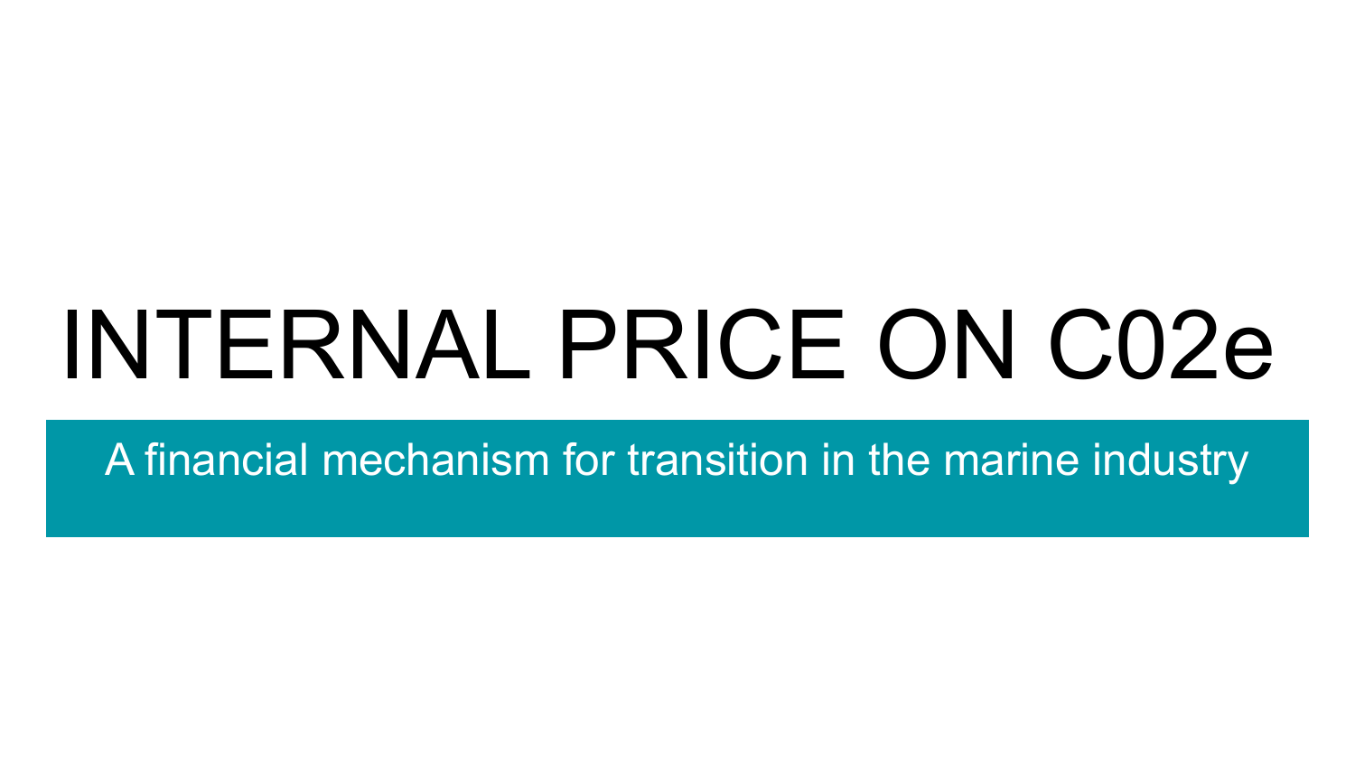# INTERNAL PRICE ON C02e

A financial mechanism for transition in the marine industry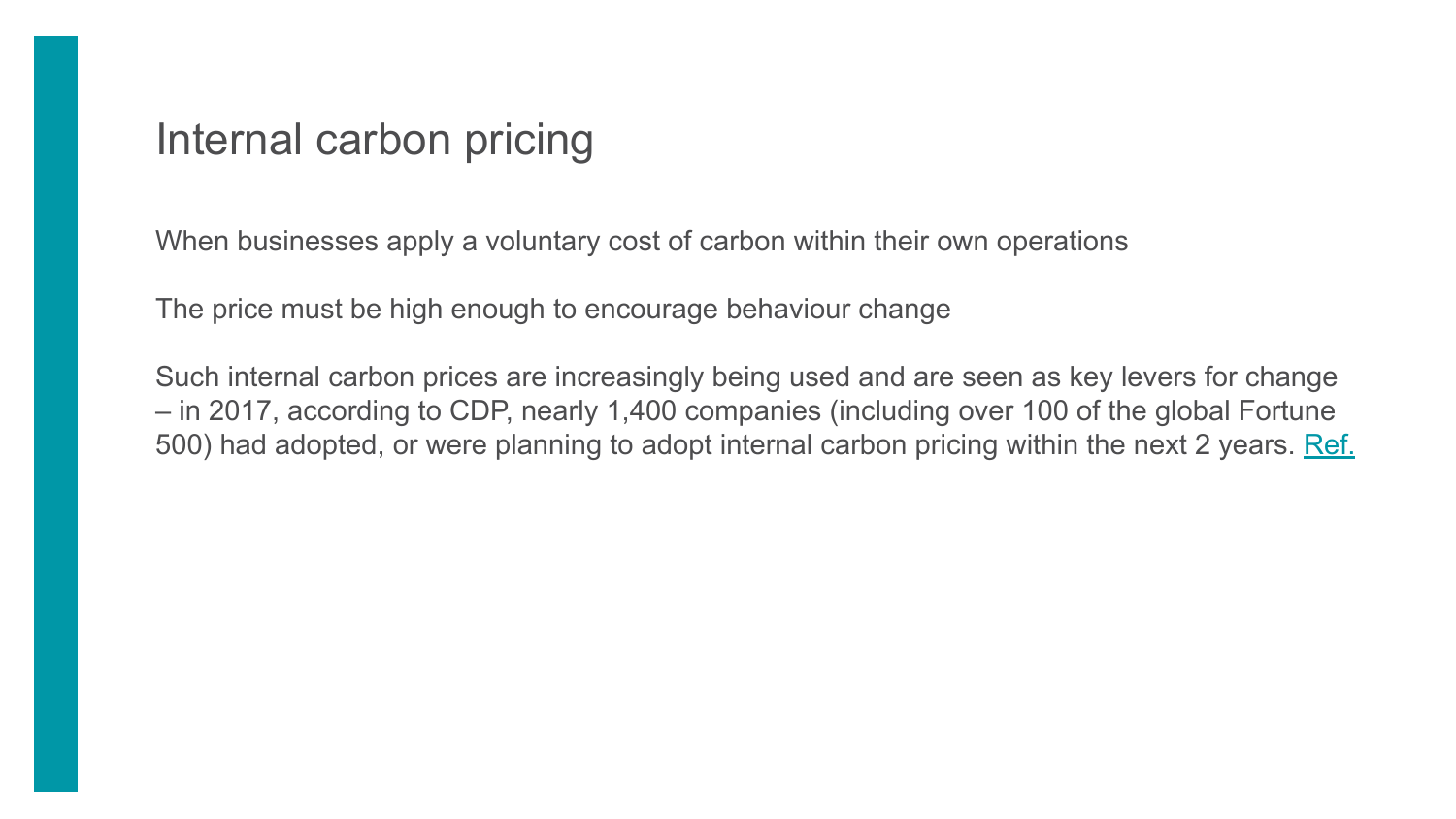# Internal carbon pricing

When businesses apply a voluntary cost of carbon within their own operations

The price must be high enough to encourage behaviour change

Such internal carbon prices are increasingly being used and are seen as key levers for change – in 2017, according to CDP, nearly 1,400 companies (including over 100 of the global Fortune 500) had adopted, or were planning to adopt internal carbon pricing within the next 2 years. Ref.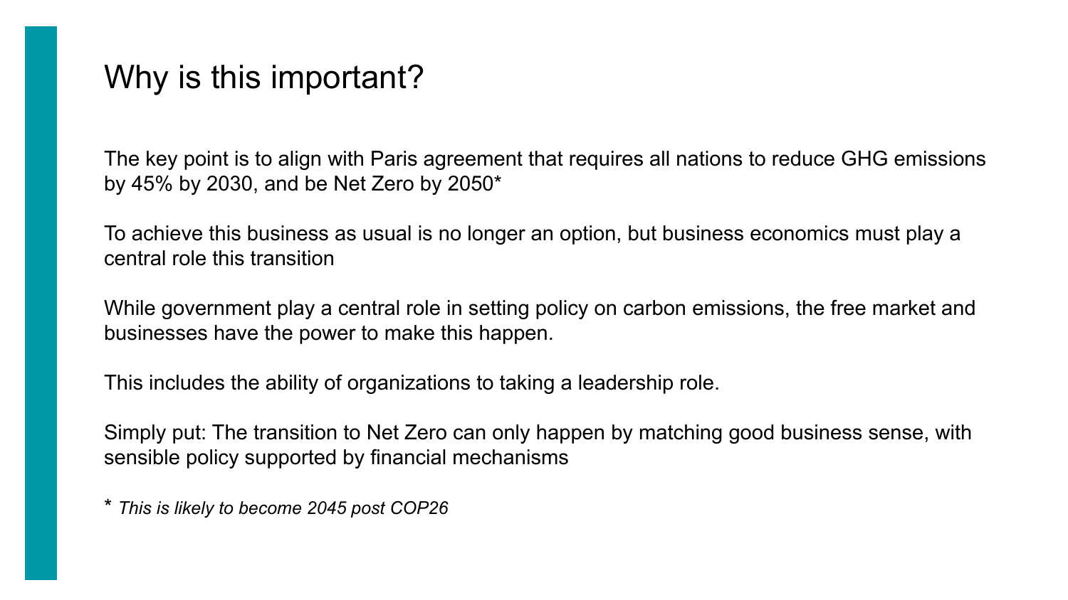# Why is this important?

The key point is to align with Paris agreement that requires all nations to reduce GHG emissions by 45% by 2030, and be Net Zero by 2050*

To achieve this business as usual is no longer an option, but business economics must play a central role this transition

While government play a central role in setting policy on carbon emissions, the free market and businesses have the power to make this happen.

This includes the ability of organizations to taking a leadership role.

Simply put: The transition to Net Zero can only happen by matching good business sense, with sensible policy supported by financial mechanisms

* *This is likely to become 2045 post COP26*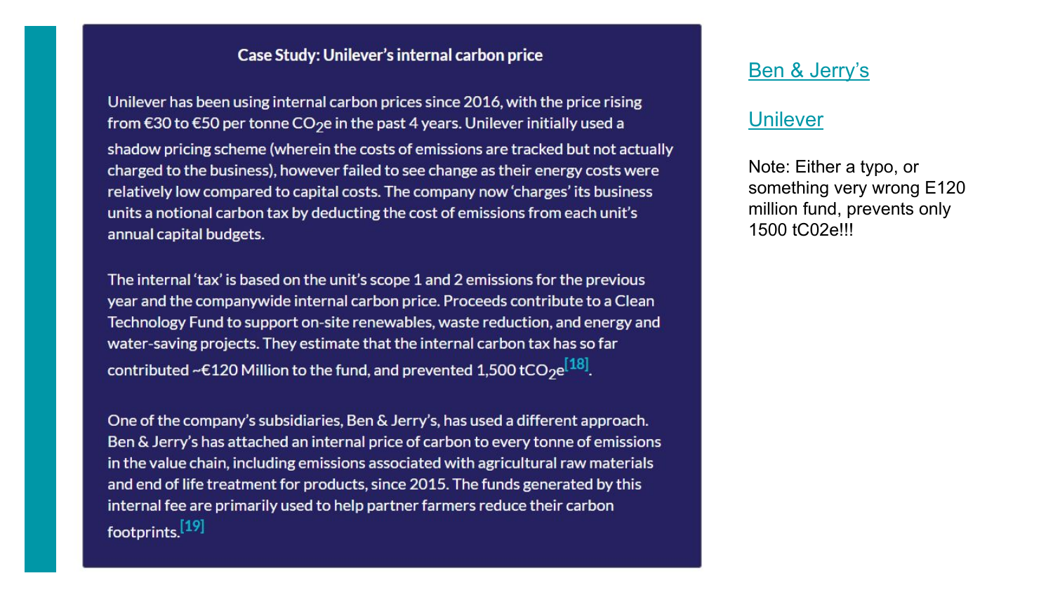### Case Study: Unilever's internal carbon price

Unilever has been using internal carbon prices since 2016, with the price rising from €30 to €50 per tonne $CO_2e$ in the past 4 years. Unilever initially used a shadow pricing scheme (wherein the costs of emissions are tracked but not actually charged to the business), however failed to see change as their energy costs were relatively low compared to capital costs. The company now 'charges' its business units a notional carbon tax by deducting the cost of emissions from each unit's annual capital budgets.

The internal 'tax' is based on the unit's scope 1 and 2 emissions for the previous year and the companywide internal carbon price. Proceeds contribute to a Clean Technology Fund to support on-site renewables, waste reduction, and energy and water-saving projects. They estimate that the internal carbon tax has so far contributed ~€120 Million to the fund, and prevented 1,500 $tCO_2e$[18].

One of the company's subsidiaries, Ben & Jerry's, has used a different approach. Ben & Jerry's has attached an internal price of carbon to every tonne of emissions in the value chain, including emissions associated with agricultural raw materials and end of life treatment for products, since 2015. The funds generated by this internal fee are primarily used to help partner farmers reduce their carbon footprints.[19]

[Ben & Jerry's]

[Unilever]

Note: Either a typo, or something very wrong E120 million fund, prevents only 1500 tC02e!!!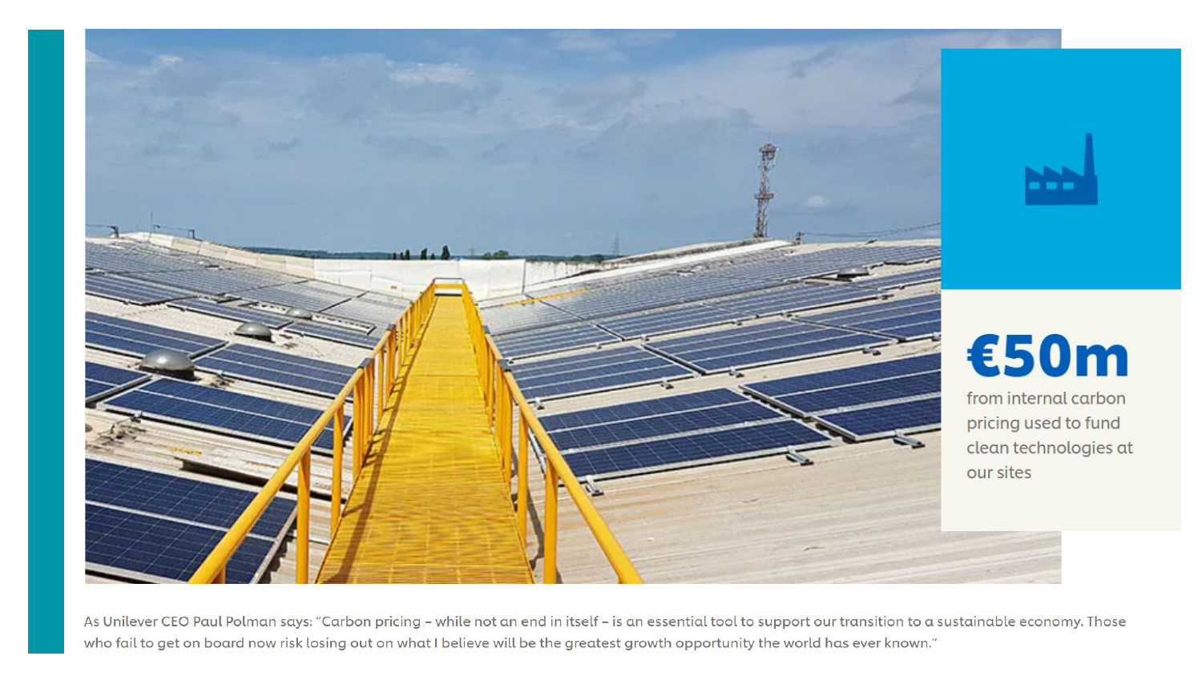**€50m**

from internal carbon pricing used to fund clean technologies at our sites

As Unilever CEO Paul Polman says: "Carbon pricing – while not an end in itself – is an essential tool to support our transition to a sustainable economy. Those who fail to get on board now risk losing out on what I believe will be the greatest growth opportunity the world has ever known."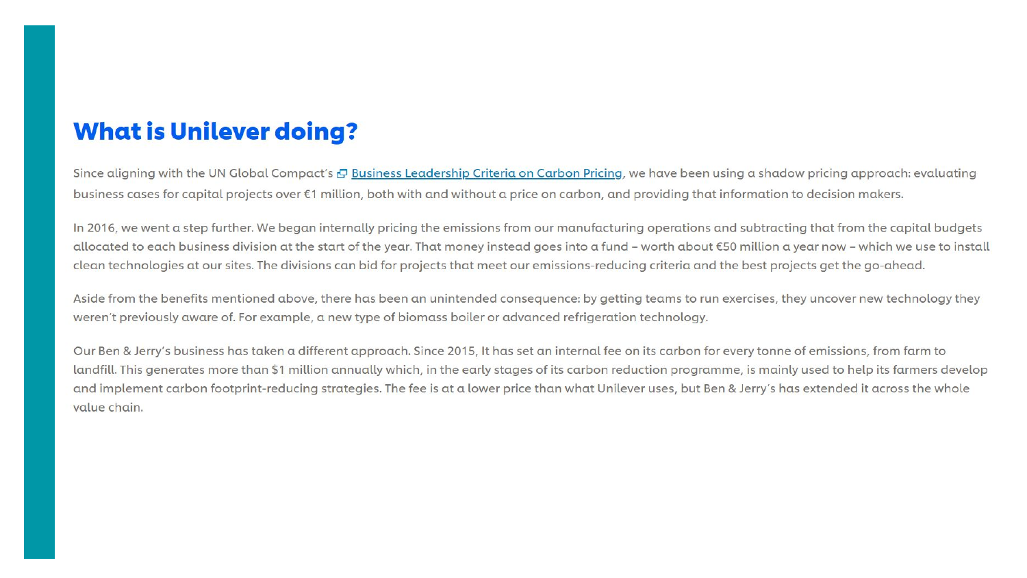## What is Unilever doing?

Since aligning with the UN Global Compact's [Business Leadership Criteria on Carbon Pricing], we have been using a shadow pricing approach: evaluating business cases for capital projects over €1 million, both with and without a price on carbon, and providing that information to decision makers.

In 2016, we went a step further. We began internally pricing the emissions from our manufacturing operations and subtracting that from the capital budgets allocated to each business division at the start of the year. That money instead goes into a fund – worth about €50 million a year now – which we use to install clean technologies at our sites. The divisions can bid for projects that meet our emissions-reducing criteria and the best projects get the go-ahead.

Aside from the benefits mentioned above, there has been an unintended consequence: by getting teams to run exercises, they uncover new technology they weren't previously aware of. For example, a new type of biomass boiler or advanced refrigeration technology.

Our Ben & Jerry's business has taken a different approach. Since 2015, It has set an internal fee on its carbon for every tonne of emissions, from farm to landfill. This generates more than $1 million annually which, in the early stages of its carbon reduction programme, is mainly used to help its farmers develop and implement carbon footprint-reducing strategies. The fee is at a lower price than what Unilever uses, but Ben & Jerry's has extended it across the whole value chain.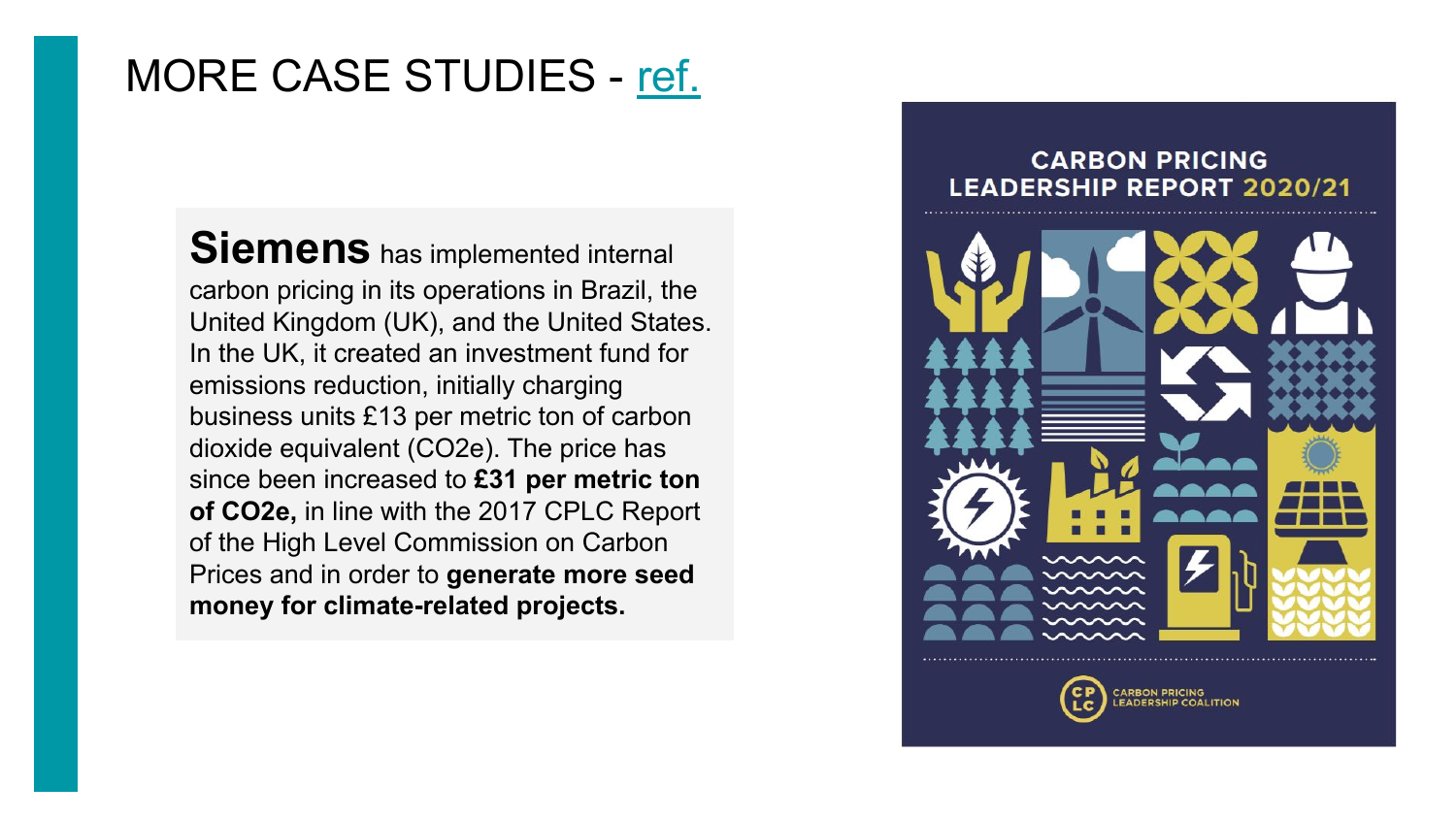# MORE CASE STUDIES - ref.

**Siemens** has implemented internal carbon pricing in its operations in Brazil, the United Kingdom (UK), and the United States. In the UK, it created an investment fund for emissions reduction, initially charging business units £13 per metric ton of carbon dioxide equivalent (CO2e). The price has since been increased to **£31 per metric ton of CO2e,** in line with the 2017 CPLC Report of the High Level Commission on Carbon Prices and in order to **generate more seed money for climate-related projects.**

CARBON PRICING LEADERSHIP REPORT 2020/21

CARBON PRICING LEADERSHIP COALITION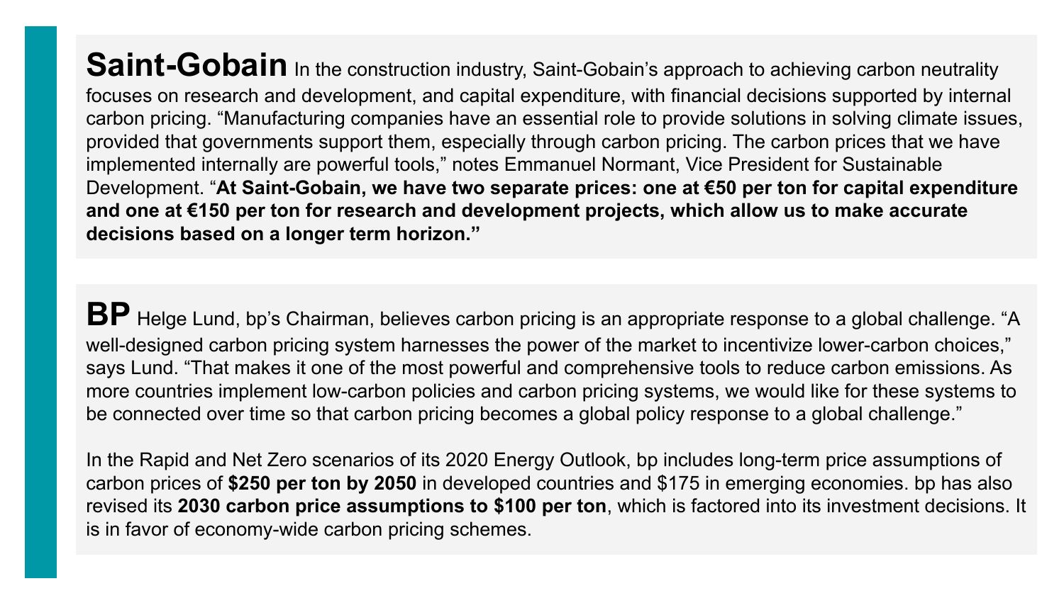**Saint-Gobain** In the construction industry, Saint-Gobain's approach to achieving carbon neutrality focuses on research and development, and capital expenditure, with financial decisions supported by internal carbon pricing. "Manufacturing companies have an essential role to provide solutions in solving climate issues, provided that governments support them, especially through carbon pricing. The carbon prices that we have implemented internally are powerful tools," notes Emmanuel Normant, Vice President for Sustainable Development. "**At Saint-Gobain, we have two separate prices: one at €50 per ton for capital expenditure and one at €150 per ton for research and development projects, which allow us to make accurate decisions based on a longer term horizon.**"

**BP** Helge Lund, bp's Chairman, believes carbon pricing is an appropriate response to a global challenge. "A well-designed carbon pricing system harnesses the power of the market to incentivize lower-carbon choices," says Lund. "That makes it one of the most powerful and comprehensive tools to reduce carbon emissions. As more countries implement low-carbon policies and carbon pricing systems, we would like for these systems to be connected over time so that carbon pricing becomes a global policy response to a global challenge."

In the Rapid and Net Zero scenarios of its 2020 Energy Outlook, bp includes long-term price assumptions of carbon prices of **$250 per ton by 2050** in developed countries and $175 in emerging economies. bp has also revised its **2030 carbon price assumptions to $100 per ton**, which is factored into its investment decisions. It is in favor of economy-wide carbon pricing schemes.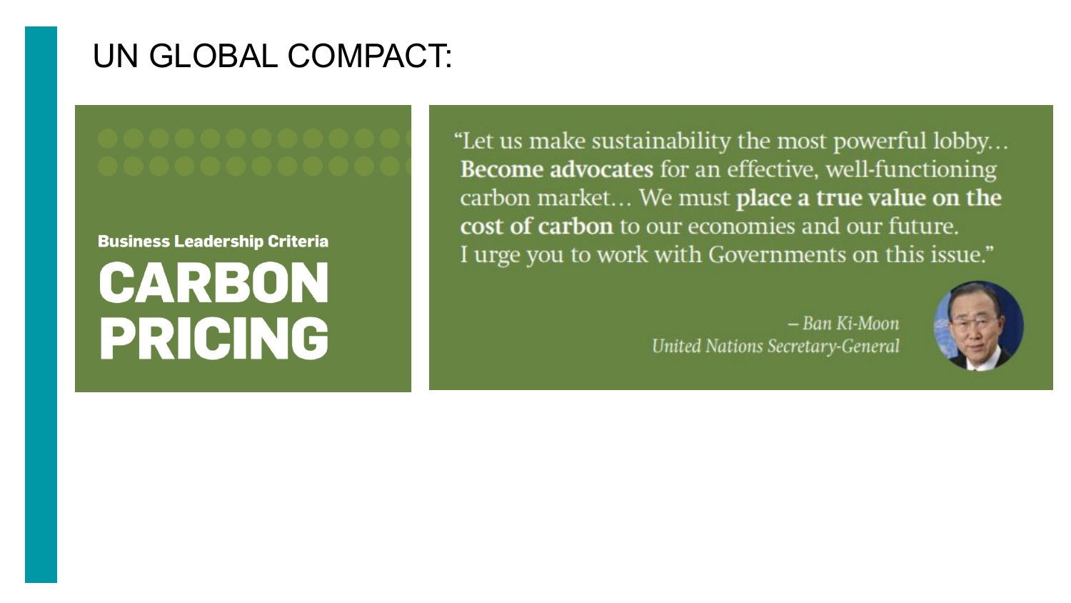# UN GLOBAL COMPACT:

**Business Leadership Criteria**

## CARBON PRICING

"Let us make sustainability the most powerful lobby… **Become advocates** for an effective, well-functioning carbon market… We must **place a true value on the cost of carbon** to our economies and our future. I urge you to work with Governments on this issue."

*– Ban Ki-Moon*
*United Nations Secretary-General*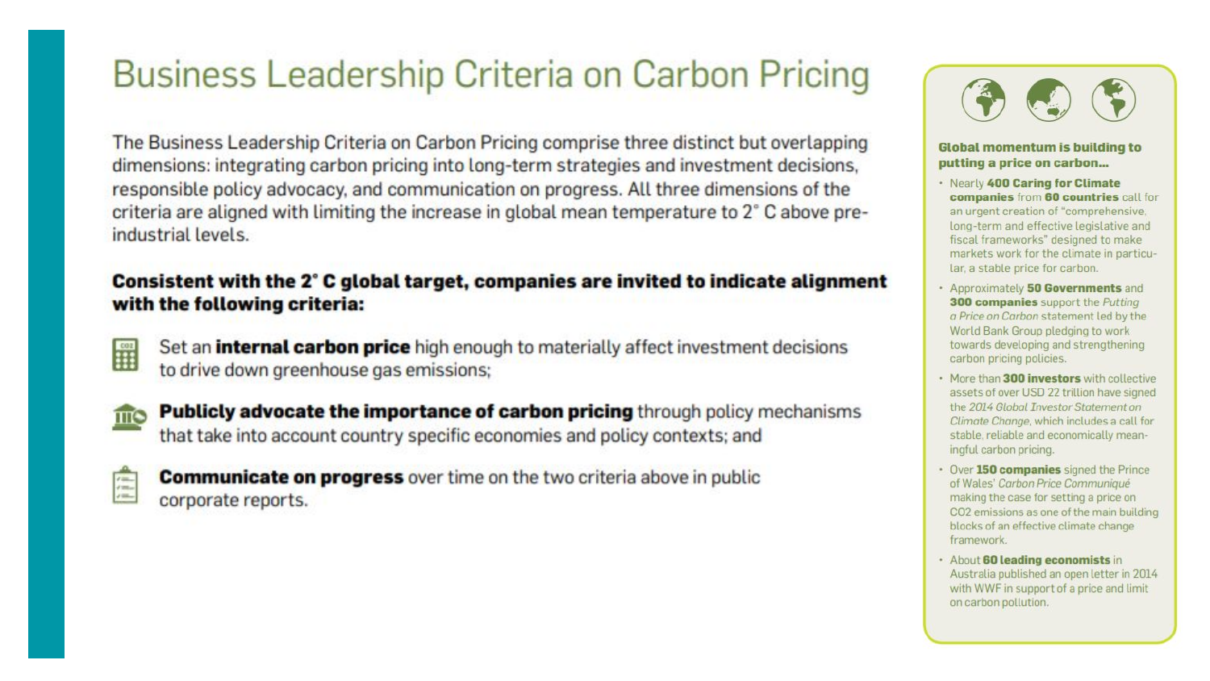# Business Leadership Criteria on Carbon Pricing

The Business Leadership Criteria on Carbon Pricing comprise three distinct but overlapping dimensions: integrating carbon pricing into long-term strategies and investment decisions, responsible policy advocacy, and communication on progress. All three dimensions of the criteria are aligned with limiting the increase in global mean temperature to 2° C above pre-industrial levels.

**Consistent with the 2° C global target, companies are invited to indicate alignment with the following criteria:**

- Set an **internal carbon price** high enough to materially affect investment decisions to drive down greenhouse gas emissions;
- **Publicly advocate the importance of carbon pricing** through policy mechanisms that take into account country specific economies and policy contexts; and
- **Communicate on progress** over time on the two criteria above in public corporate reports.

**Global momentum is building to putting a price on carbon...**

- Nearly **400 Caring for Climate companies** from **60 countries** call for an urgent creation of "comprehensive, long-term and effective legislative and fiscal frameworks" designed to make markets work for the climate in particular, a stable price for carbon.
- Approximately **50 Governments** and **300 companies** support the *Putting a Price on Carbon* statement led by the World Bank Group pledging to work towards developing and strengthening carbon pricing policies.
- More than **300 investors** with collective assets of over USD 22 trillion have signed the *2014 Global Investor Statement on Climate Change*, which includes a call for stable, reliable and economically meaningful carbon pricing.
- Over **150 companies** signed the Prince of Wales' *Carbon Price Communiqué* making the case for setting a price on CO2 emissions as one of the main building blocks of an effective climate change framework.
- About **60 leading economists** in Australia published an open letter in 2014 with WWF in support of a price and limit on carbon pollution.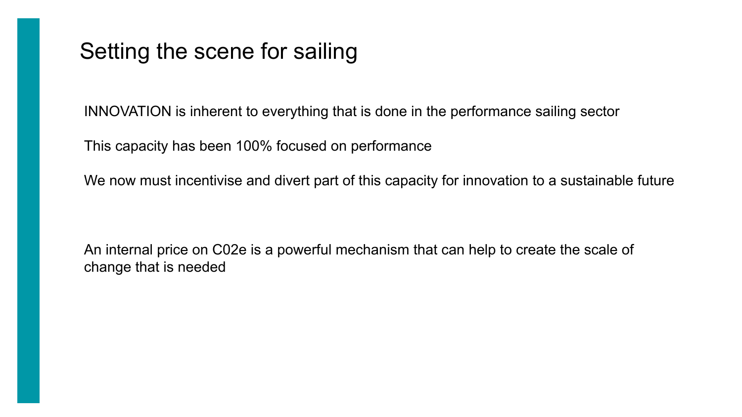# Setting the scene for sailing

INNOVATION is inherent to everything that is done in the performance sailing sector

This capacity has been 100% focused on performance

We now must incentivise and divert part of this capacity for innovation to a sustainable future

An internal price on C02e is a powerful mechanism that can help to create the scale of change that is needed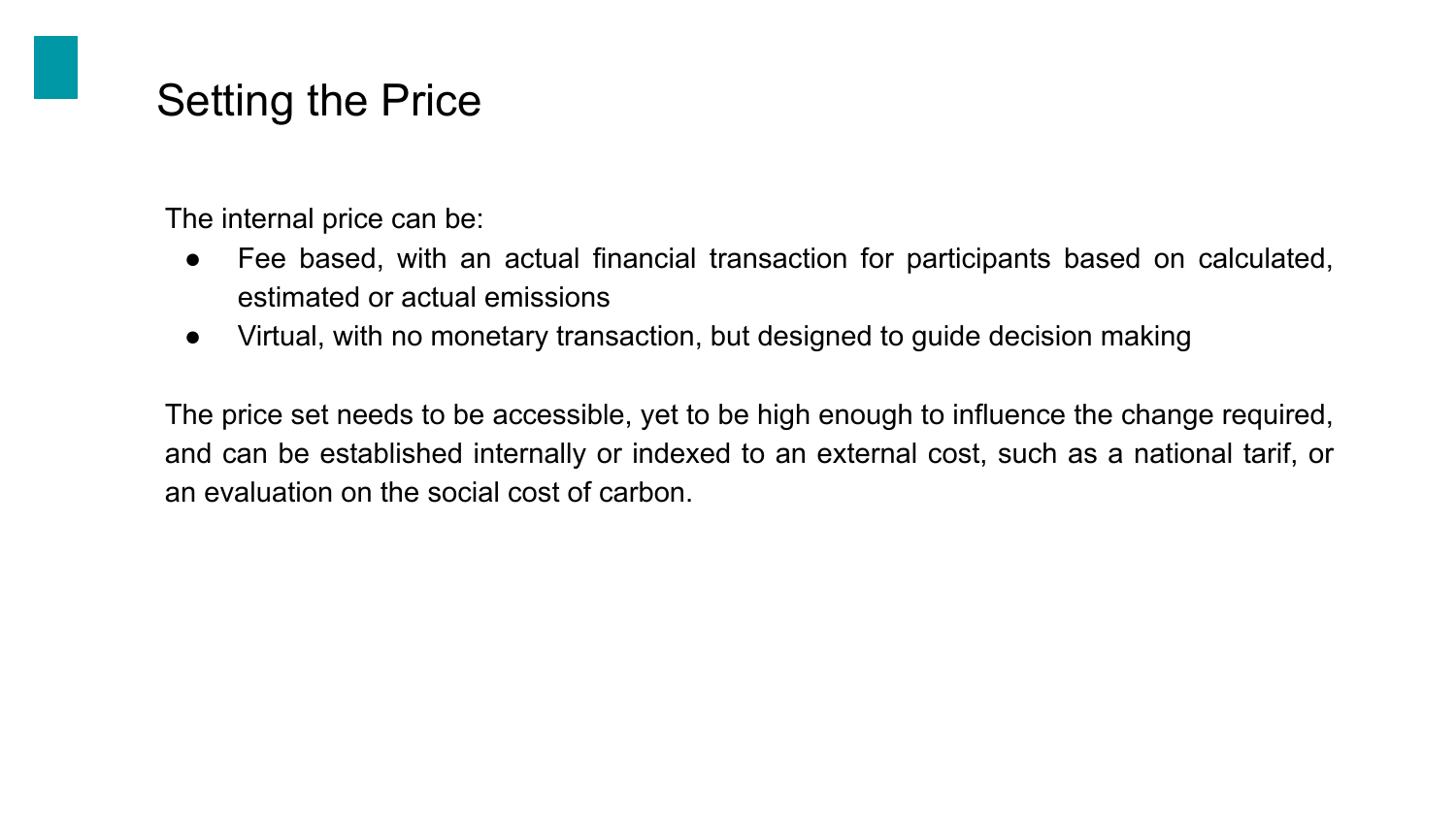# Setting the Price

The internal price can be:

- Fee based, with an actual financial transaction for participants based on calculated, estimated or actual emissions
- Virtual, with no monetary transaction, but designed to guide decision making

The price set needs to be accessible, yet to be high enough to influence the change required, and can be established internally or indexed to an external cost, such as a national tarif, or an evaluation on the social cost of carbon.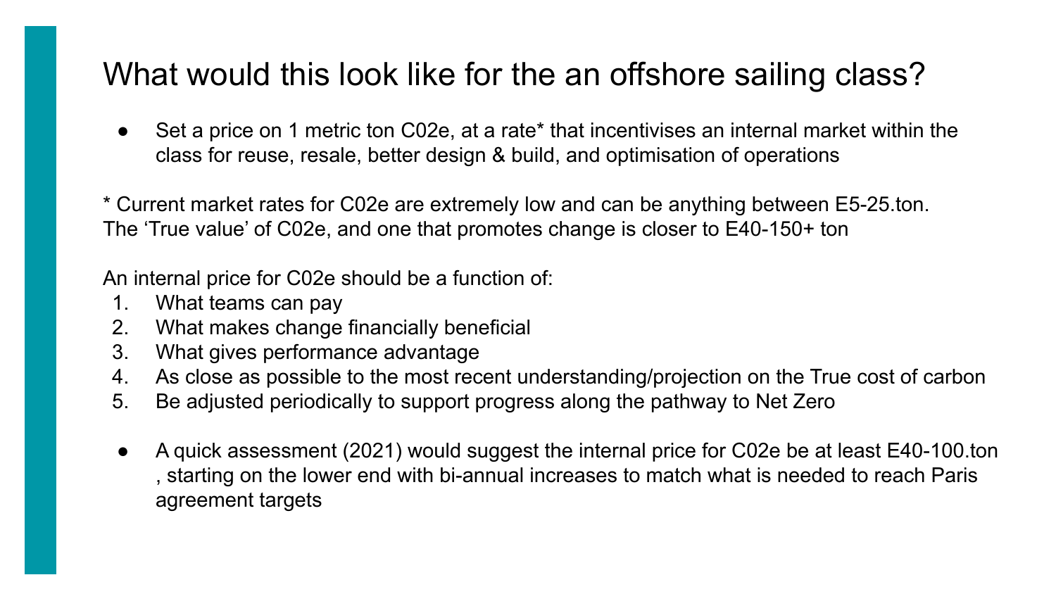# What would this look like for the an offshore sailing class?

- Set a price on 1 metric ton C02e, at a rate* that incentivises an internal market within the class for reuse, resale, better design & build, and optimisation of operations

* Current market rates for C02e are extremely low and can be anything between E5-25.ton.
The 'True value' of C02e, and one that promotes change is closer to E40-150+ ton

An internal price for C02e should be a function of:

1. What teams can pay
2. What makes change financially beneficial
3. What gives performance advantage
4. As close as possible to the most recent understanding/projection on the True cost of carbon
5. Be adjusted periodically to support progress along the pathway to Net Zero

- A quick assessment (2021) would suggest the internal price for C02e be at least E40-100.ton , starting on the lower end with bi-annual increases to match what is needed to reach Paris agreement targets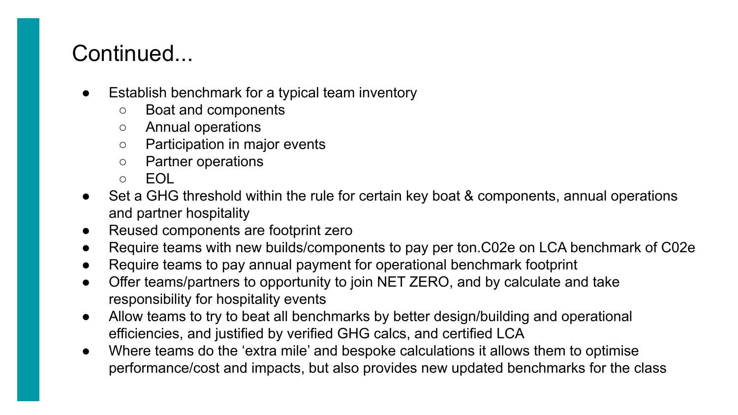# Continued...

- Establish benchmark for a typical team inventory
  - Boat and components
  - Annual operations
  - Participation in major events
  - Partner operations
  - EOL
- Set a GHG threshold within the rule for certain key boat & components, annual operations and partner hospitality
- Reused components are footprint zero
- Require teams with new builds/components to pay per ton.C02e on LCA benchmark of C02e
- Require teams to pay annual payment for operational benchmark footprint
- Offer teams/partners to opportunity to join NET ZERO, and by calculate and take responsibility for hospitality events
- Allow teams to try to beat all benchmarks by better design/building and operational efficiencies, and justified by verified GHG calcs, and certified LCA
- Where teams do the 'extra mile' and bespoke calculations it allows them to optimise performance/cost and impacts, but also provides new updated benchmarks for the class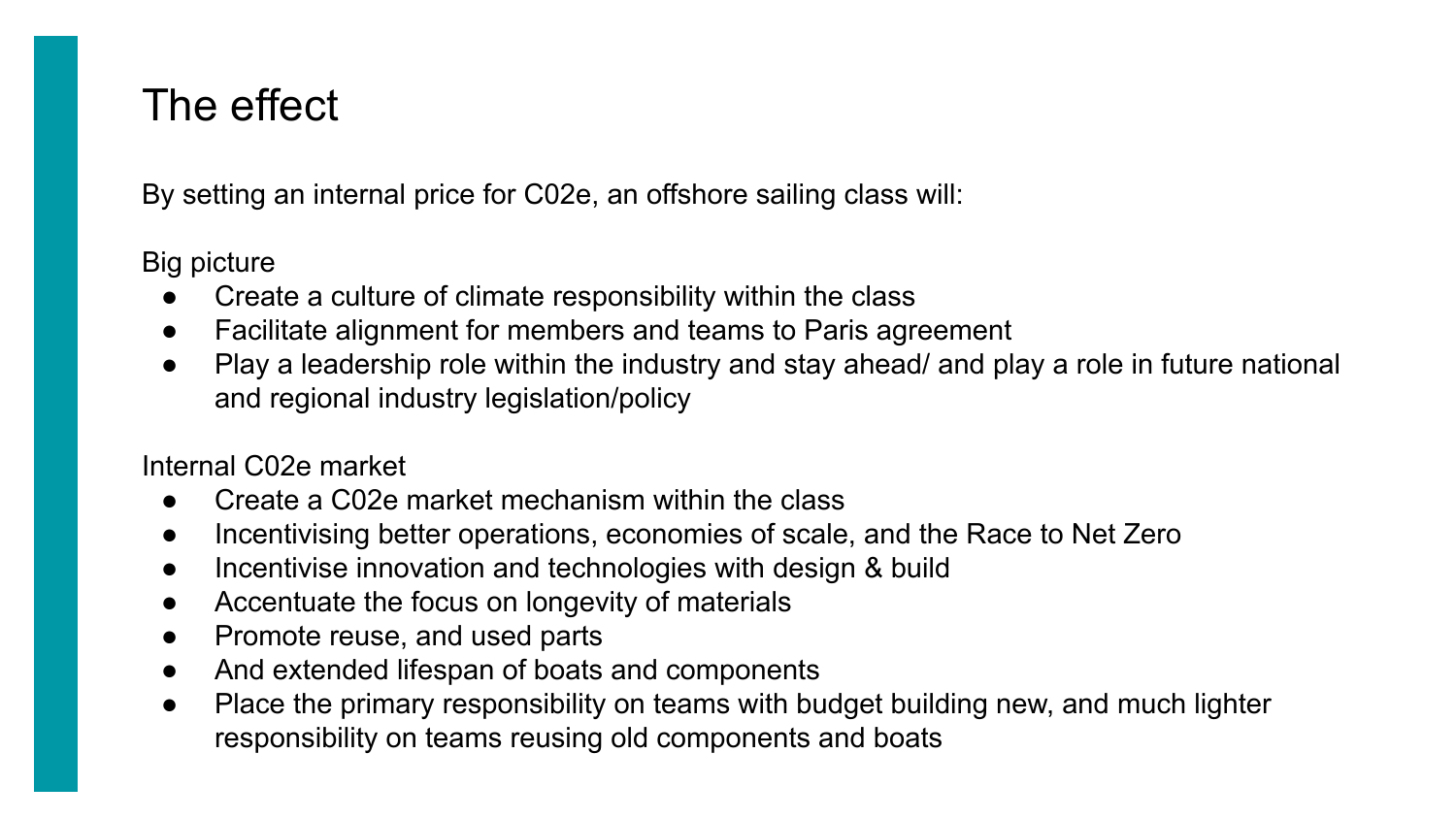# The effect

By setting an internal price for C02e, an offshore sailing class will:

Big picture

- Create a culture of climate responsibility within the class
- Facilitate alignment for members and teams to Paris agreement
- Play a leadership role within the industry and stay ahead/ and play a role in future national and regional industry legislation/policy

Internal C02e market

- Create a C02e market mechanism within the class
- Incentivising better operations, economies of scale, and the Race to Net Zero
- Incentivise innovation and technologies with design & build
- Accentuate the focus on longevity of materials
- Promote reuse, and used parts
- And extended lifespan of boats and components
- Place the primary responsibility on teams with budget building new, and much lighter responsibility on teams reusing old components and boats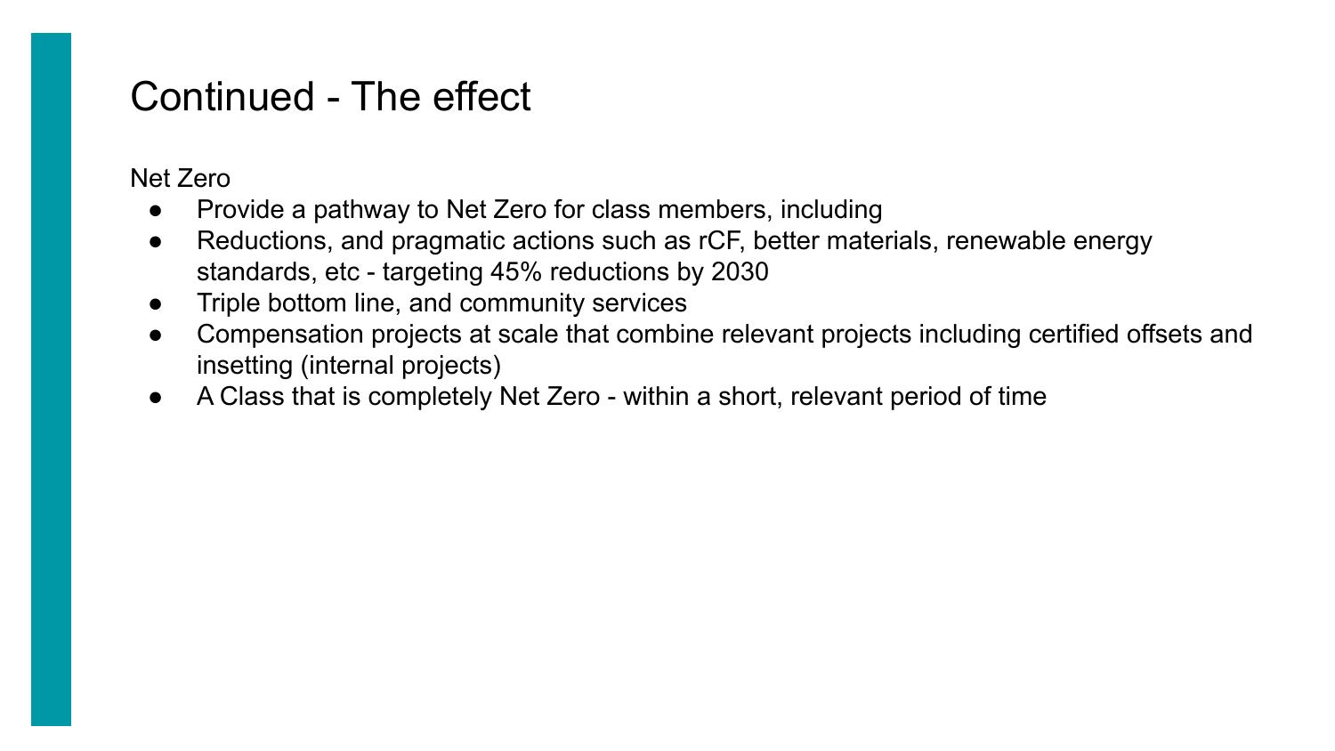# Continued - The effect

Net Zero

- Provide a pathway to Net Zero for class members, including
- Reductions, and pragmatic actions such as rCF, better materials, renewable energy standards, etc - targeting 45% reductions by 2030
- Triple bottom line, and community services
- Compensation projects at scale that combine relevant projects including certified offsets and insetting (internal projects)
- A Class that is completely Net Zero - within a short, relevant period of time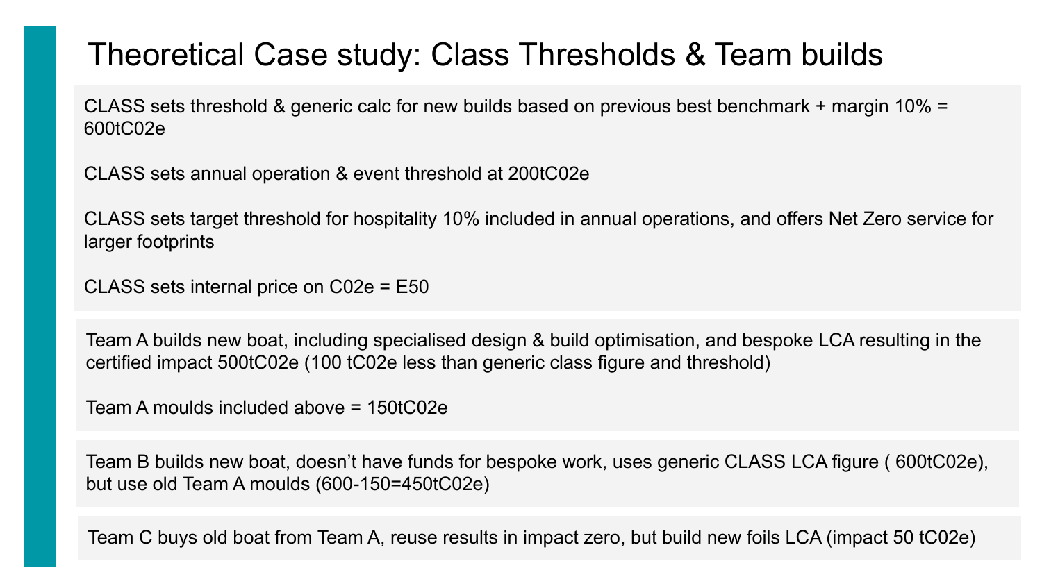# Theoretical Case study: Class Thresholds & Team builds

CLASS sets threshold & generic calc for new builds based on previous best benchmark + margin 10% = 600tC02e

CLASS sets annual operation & event threshold at 200tC02e

CLASS sets target threshold for hospitality 10% included in annual operations, and offers Net Zero service for larger footprints

CLASS sets internal price on C02e = E50

Team A builds new boat, including specialised design & build optimisation, and bespoke LCA resulting in the certified impact 500tC02e (100 tC02e less than generic class figure and threshold)

Team A moulds included above = 150tC02e

Team B builds new boat, doesn't have funds for bespoke work, uses generic CLASS LCA figure ( 600tC02e), but use old Team A moulds (600-150=450tC02e)

Team C buys old boat from Team A, reuse results in impact zero, but build new foils LCA (impact 50 tC02e)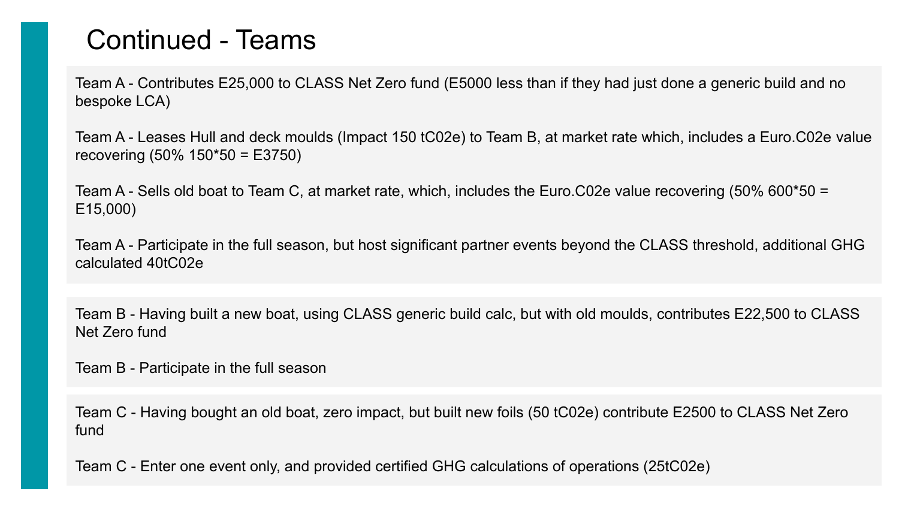# Continued - Teams

Team A - Contributes E25,000 to CLASS Net Zero fund (E5000 less than if they had just done a generic build and no bespoke LCA)

Team A - Leases Hull and deck moulds (Impact 150 tC02e) to Team B, at market rate which, includes a Euro.C02e value recovering (50% 150*50 = E3750)

Team A - Sells old boat to Team C, at market rate, which, includes the Euro.C02e value recovering (50% 600*50 = E15,000)

Team A - Participate in the full season, but host significant partner events beyond the CLASS threshold, additional GHG calculated 40tC02e

Team B - Having built a new boat, using CLASS generic build calc, but with old moulds, contributes E22,500 to CLASS Net Zero fund

Team B - Participate in the full season

Team C - Having bought an old boat, zero impact, but built new foils (50 tC02e) contribute E2500 to CLASS Net Zero fund

Team C - Enter one event only, and provided certified GHG calculations of operations (25tC02e)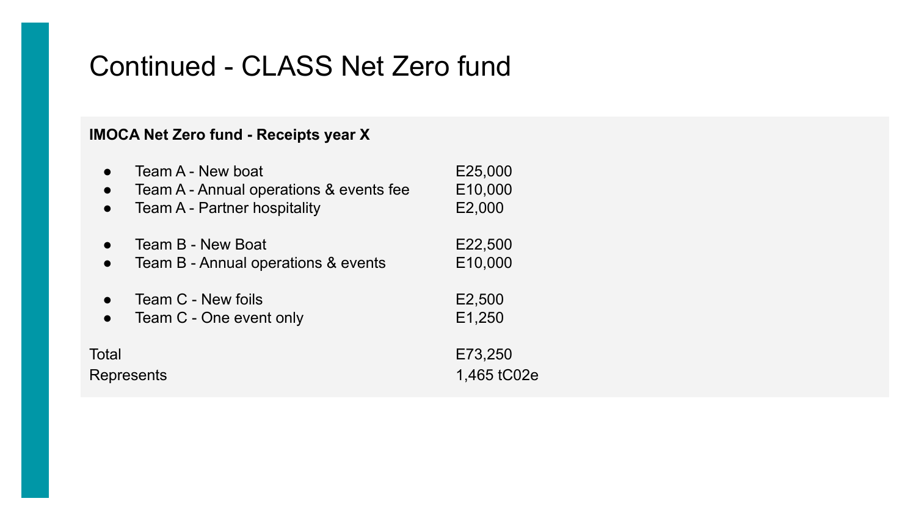# Continued - CLASS Net Zero fund

**IMOCA Net Zero fund - Receipts year X**

| Item | Amount |
|---|---|
| Team A - New boat | E25,000 |
| Team A - Annual operations & events fee | E10,000 |
| Team A - Partner hospitality | E2,000 |
| Team B - New Boat | E22,500 |
| Team B - Annual operations & events | E10,000 |
| Team C - New foils | E2,500 |
| Team C - One event only | E1,250 |
| Total | E73,250 |
| Represents | 1,465 tC02e |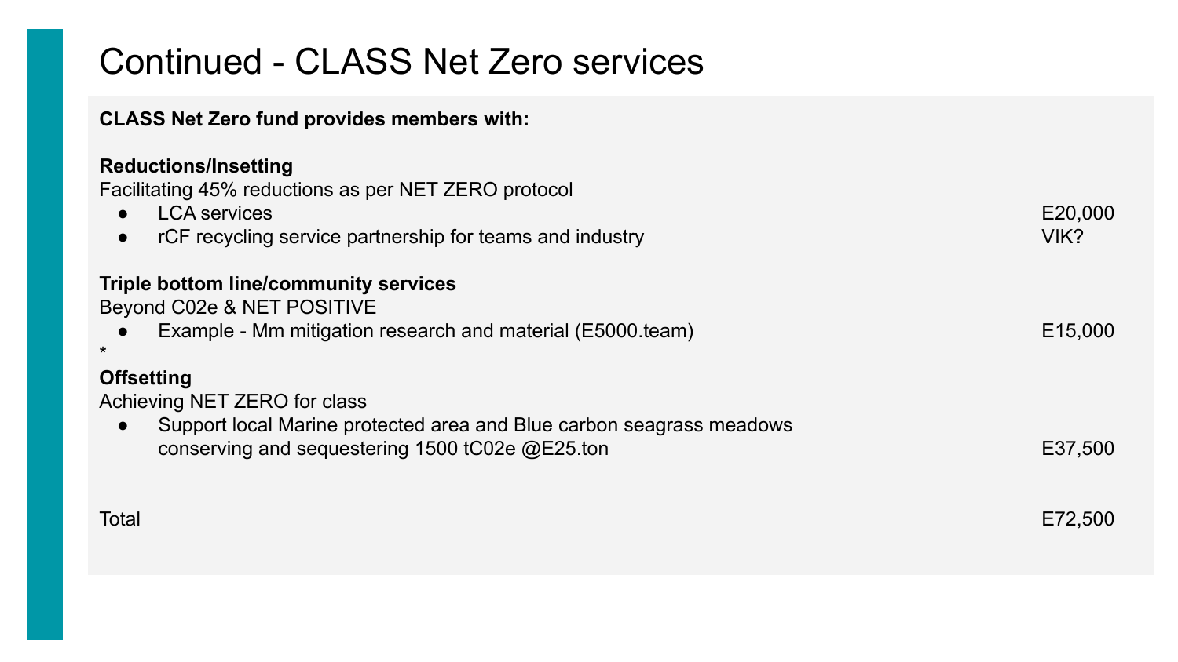# Continued - CLASS Net Zero services

**CLASS Net Zero fund provides members with:**

**Reductions/Insetting**
Facilitating 45% reductions as per NET ZERO protocol

| | |
|---|---|
| • LCA services | E20,000 |
| • rCF recycling service partnership for teams and industry | VIK? |

**Triple bottom line/community services**
Beyond C02e & NET POSITIVE

| | |
|---|---|
| • Example - Mm mitigation research and material (E5000.team) | E15,000 |

*

**Offsetting**
Achieving NET ZERO for class

| | |
|---|---|
| • Support local Marine protected area and Blue carbon seagrass meadows conserving and sequestering 1500 tC02e @E25.ton | E37,500 |

| | |
|---|---|
| Total | E72,500 |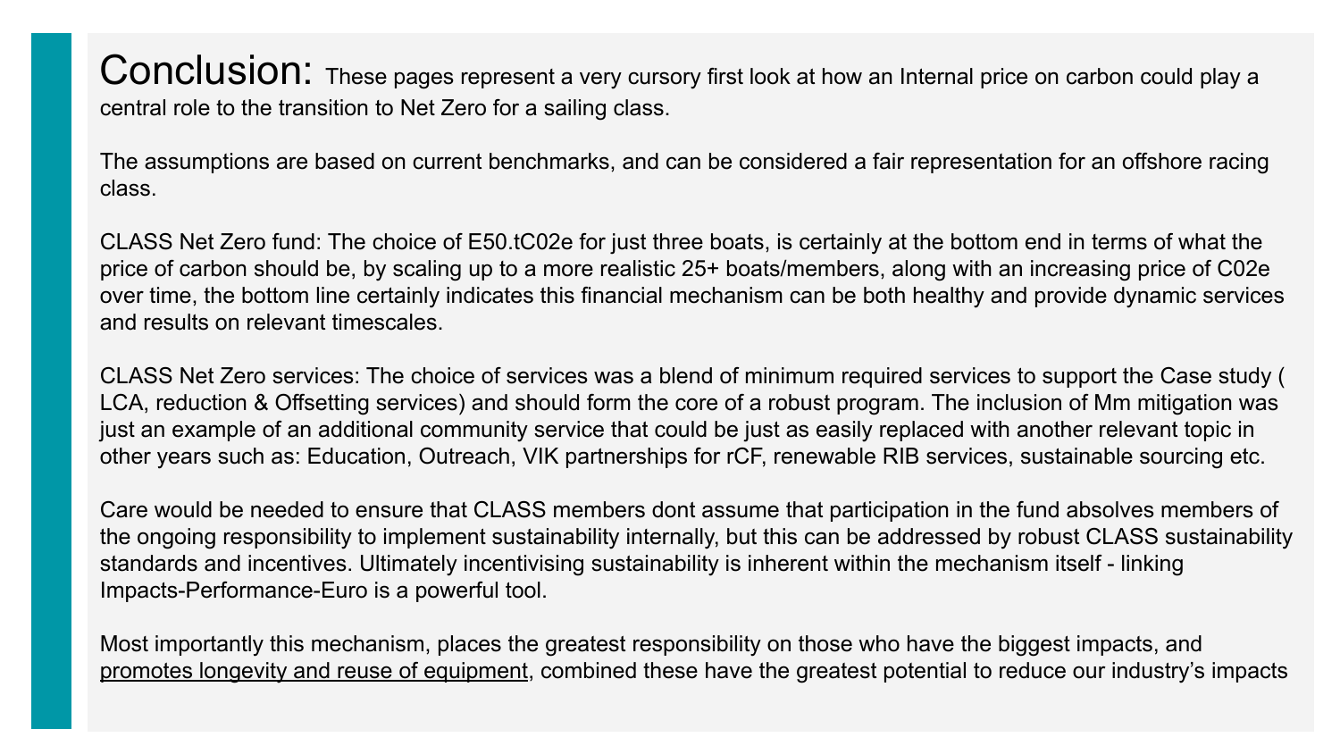# Conclusion:

These pages represent a very cursory first look at how an Internal price on carbon could play a central role to the transition to Net Zero for a sailing class.

The assumptions are based on current benchmarks, and can be considered a fair representation for an offshore racing class.

CLASS Net Zero fund: The choice of E50.tC02e for just three boats, is certainly at the bottom end in terms of what the price of carbon should be, by scaling up to a more realistic 25+ boats/members, along with an increasing price of C02e over time, the bottom line certainly indicates this financial mechanism can be both healthy and provide dynamic services and results on relevant timescales.

CLASS Net Zero services: The choice of services was a blend of minimum required services to support the Case study ( LCA, reduction & Offsetting services) and should form the core of a robust program. The inclusion of Mm mitigation was just an example of an additional community service that could be just as easily replaced with another relevant topic in other years such as: Education, Outreach, VIK partnerships for rCF, renewable RIB services, sustainable sourcing etc.

Care would be needed to ensure that CLASS members dont assume that participation in the fund absolves members of the ongoing responsibility to implement sustainability internally, but this can be addressed by robust CLASS sustainability standards and incentives. Ultimately incentivising sustainability is inherent within the mechanism itself - linking Impacts-Performance-Euro is a powerful tool.

Most importantly this mechanism, places the greatest responsibility on those who have the biggest impacts, and promotes longevity and reuse of equipment, combined these have the greatest potential to reduce our industry's impacts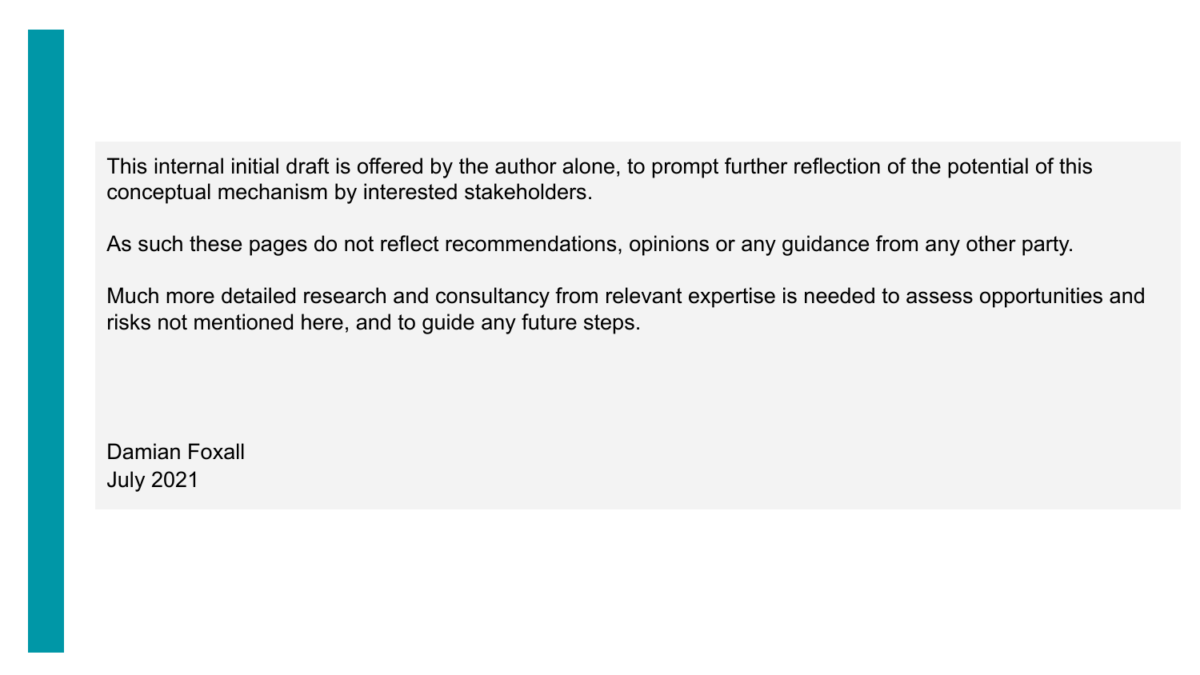This internal initial draft is offered by the author alone, to prompt further reflection of the potential of this conceptual mechanism by interested stakeholders.

As such these pages do not reflect recommendations, opinions or any guidance from any other party.

Much more detailed research and consultancy from relevant expertise is needed to assess opportunities and risks not mentioned here, and to guide any future steps.

Damian Foxall
July 2021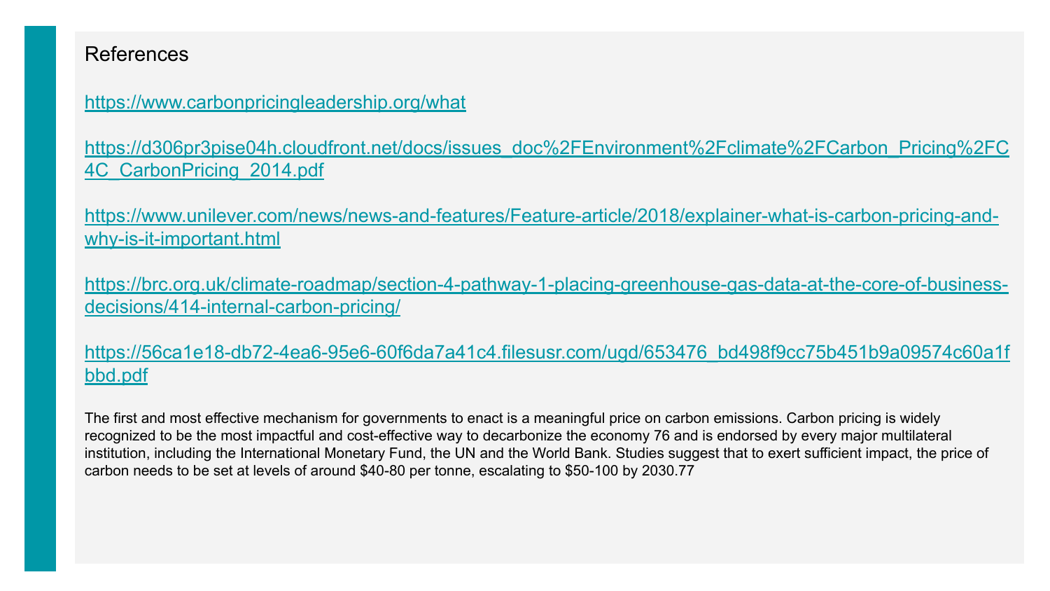## References

https://www.carbonpricingleadership.org/what

https://d306pr3pise04h.cloudfront.net/docs/issues_doc%2FEnvironment%2Fclimate%2FCarbon_Pricing%2FC4C_CarbonPricing_2014.pdf

https://www.unilever.com/news/news-and-features/Feature-article/2018/explainer-what-is-carbon-pricing-and-why-is-it-important.html

https://brc.org.uk/climate-roadmap/section-4-pathway-1-placing-greenhouse-gas-data-at-the-core-of-business-decisions/414-internal-carbon-pricing/

https://56ca1e18-db72-4ea6-95e6-60f6da7a41c4.filesusr.com/ugd/653476_bd498f9cc75b451b9a09574c60a1fbbd.pdf

The first and most effective mechanism for governments to enact is a meaningful price on carbon emissions. Carbon pricing is widely recognized to be the most impactful and cost-effective way to decarbonize the economy 76 and is endorsed by every major multilateral institution, including the International Monetary Fund, the UN and the World Bank. Studies suggest that to exert sufficient impact, the price of carbon needs to be set at levels of around $40-80 per tonne, escalating to $50-100 by 2030.77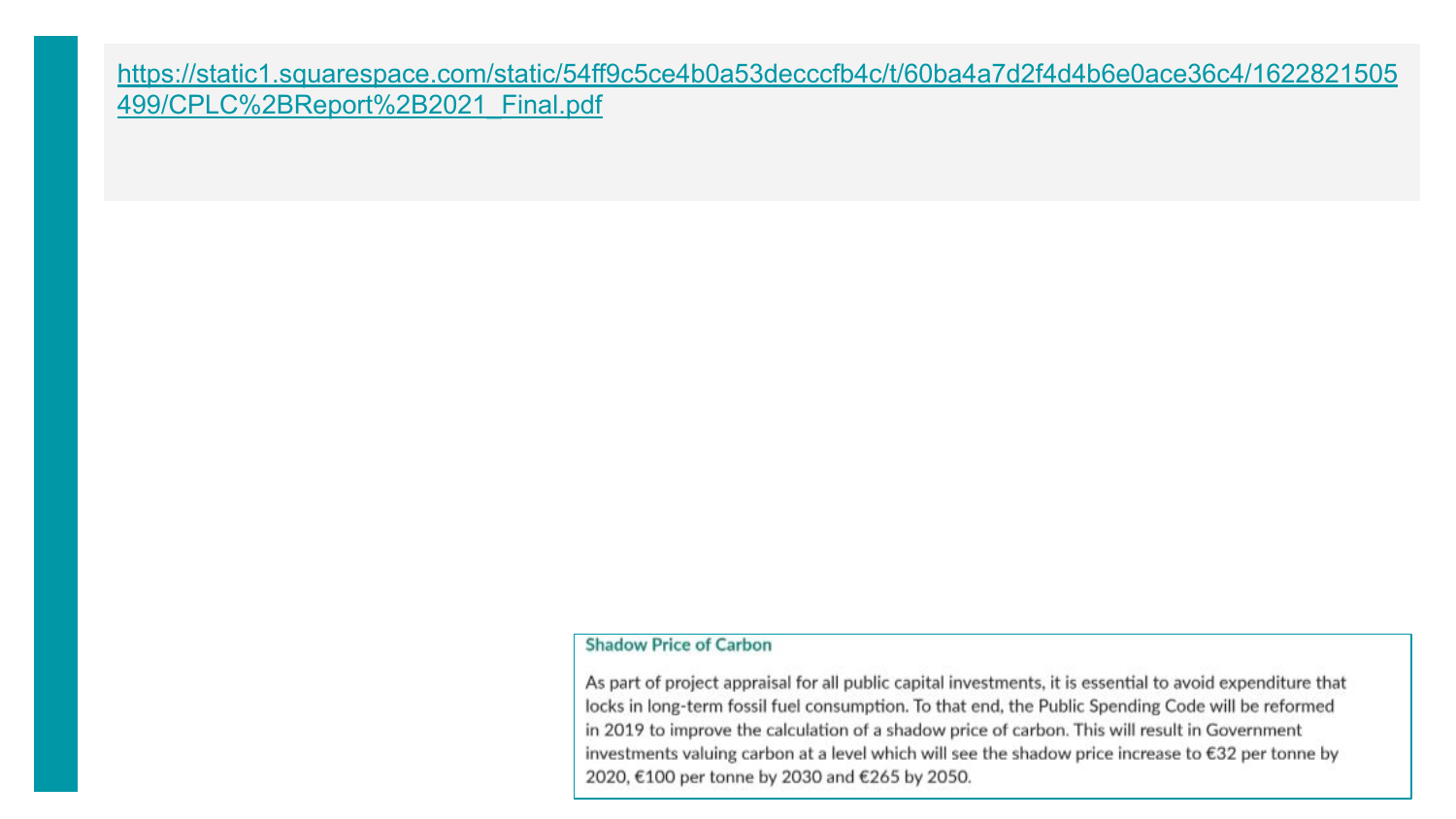https://static1.squarespace.com/static/54ff9c5ce4b0a53decccfb4c/t/60ba4a7d2f4d4b6e0ace36c4/1622821505499/CPLC%2BReport%2B2021_Final.pdf

**Shadow Price of Carbon**

As part of project appraisal for all public capital investments, it is essential to avoid expenditure that locks in long-term fossil fuel consumption. To that end, the Public Spending Code will be reformed in 2019 to improve the calculation of a shadow price of carbon. This will result in Government investments valuing carbon at a level which will see the shadow price increase to €32 per tonne by 2020, €100 per tonne by 2030 and €265 by 2050.